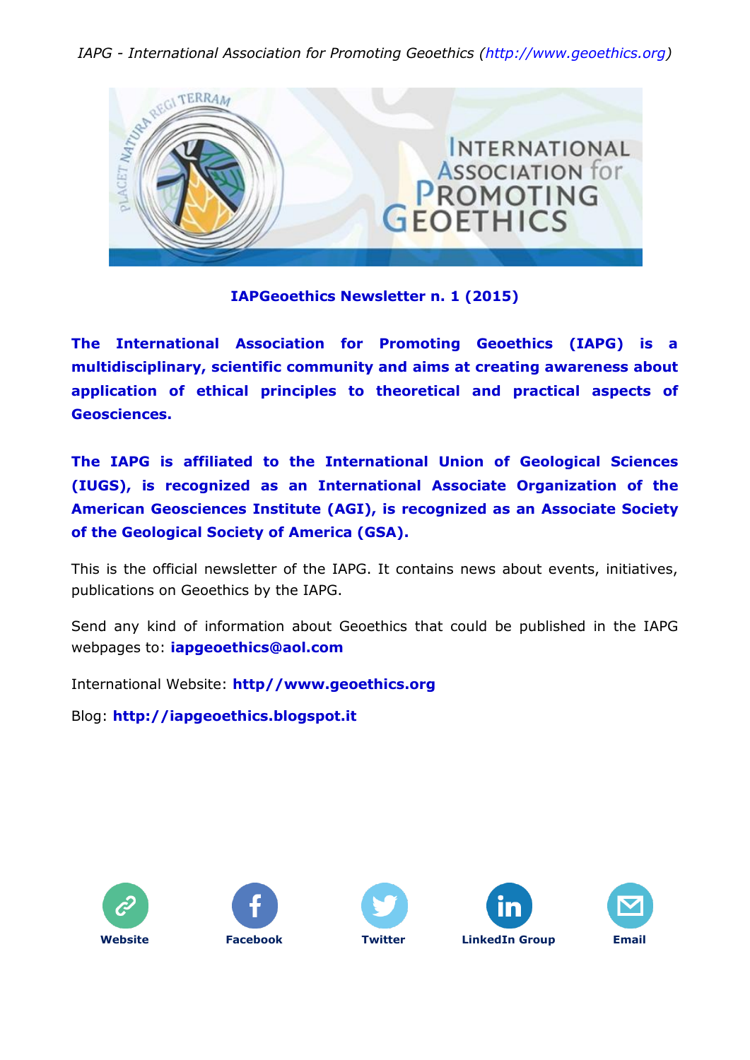*IAPG - International Association for Promoting Geoethics (http://www.geoethics.org)*

# IAPGeoethics Newsletter n. 1 (2015)

**The International Association for Promoting Geoethics (IAPG) is a multidisciplinary, scientific community and aims at creating awareness about application of ethical principles to theoretical and practical aspects of Geosciences.**

**The IAPG is affiliated to the International Union of Geological Sciences (IUGS), is recognized as an International Associate Organization of the American Geosciences Institute (AGI), is recognized as an Associate Society of the Geological Society of America (GSA).**

This is the official newsletter of the IAPG. It contains news about events, initiatives, publications on Geoethics by the IAPG.

Send any kind of information about Geoethics that could be published in the IAPG webpages to: **iapgeoethics@aol.com**

International Website: **http//www.geoethics.org**

Blog: **http://iapgeoethics.blogspot.it**

**Website** **Facebook** **Twitter** **LinkedIn Group** **Email**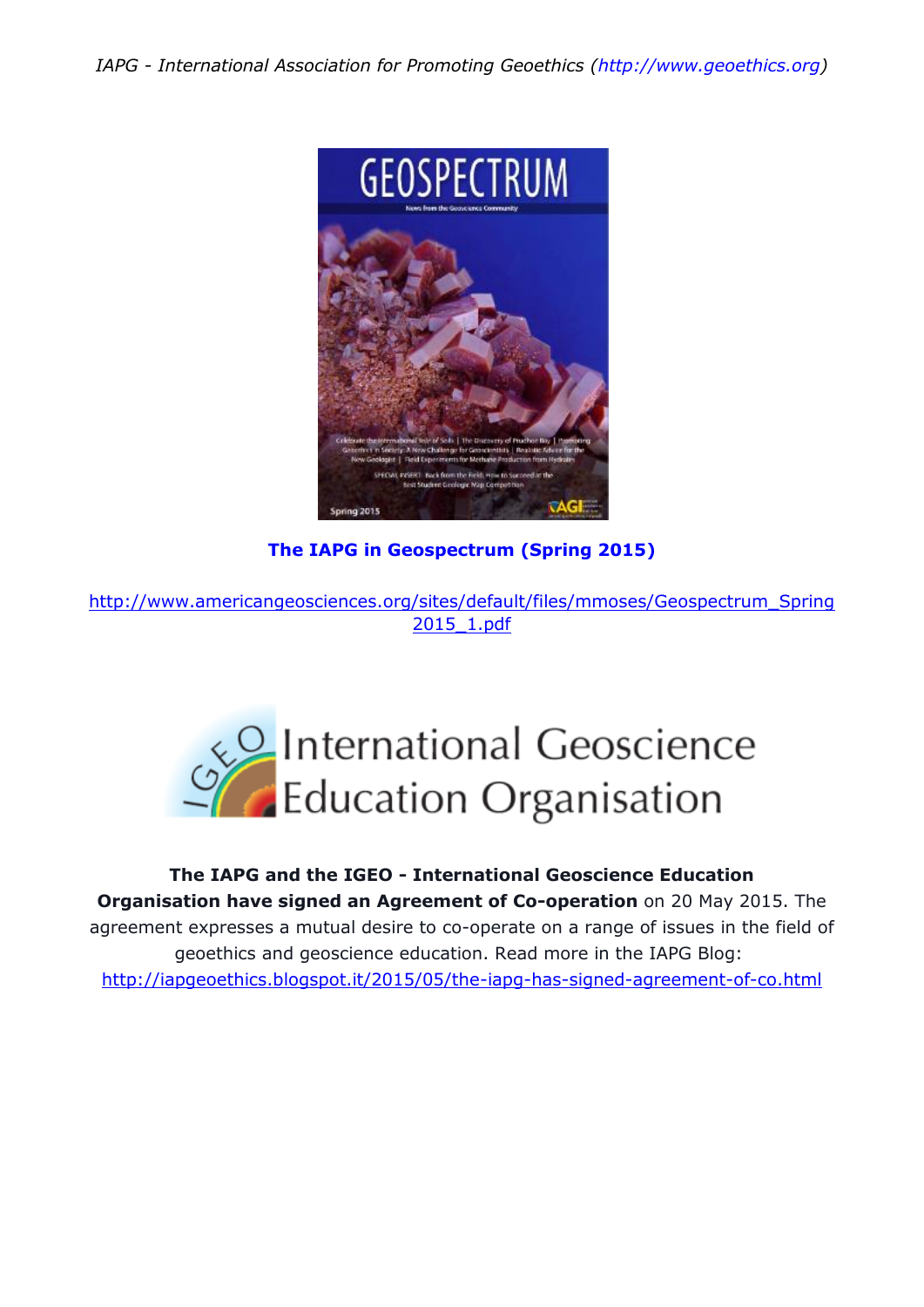**The IAPG in Geospectrum (Spring 2015)**

http://www.americangeosciences.org/sites/default/files/mmoses/Geospectrum_Spring2015_1.pdf

**The IAPG and the IGEO - International Geoscience Education Organisation have signed an Agreement of Co-operation** on 20 May 2015. The agreement expresses a mutual desire to co-operate on a range of issues in the field of geoethics and geoscience education. Read more in the IAPG Blog: http://iapgeoethics.blogspot.it/2015/05/the-iapg-has-signed-agreement-of-co.html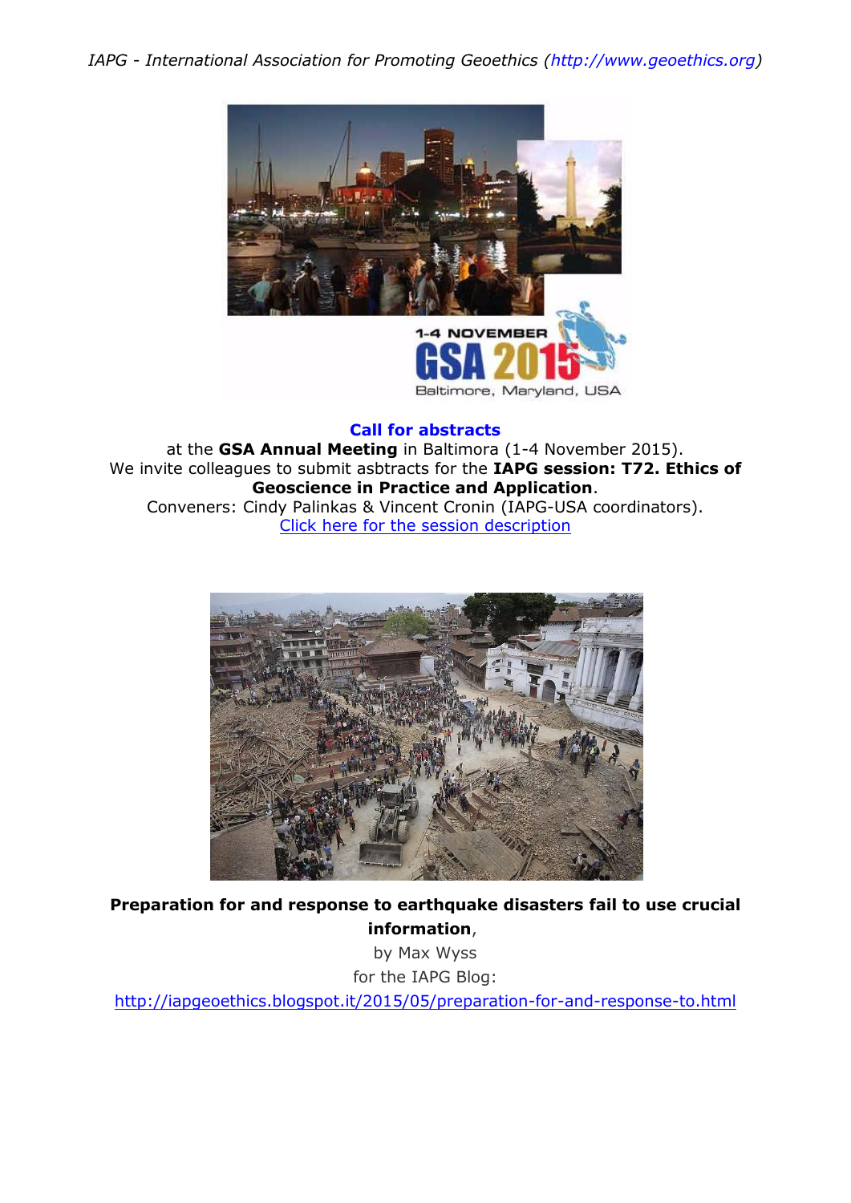**Call for abstracts**

at the **GSA Annual Meeting** in Baltimora (1-4 November 2015).
We invite colleagues to submit asbtracts for the **IAPG session: T72. Ethics of Geoscience in Practice and Application**.
Conveners: Cindy Palinkas & Vincent Cronin (IAPG-USA coordinators).
[Click here for the session description]

**Preparation for and response to earthquake disasters fail to use crucial information**,
by Max Wyss
for the IAPG Blog:
http://iapgeoethics.blogspot.it/2015/05/preparation-for-and-response-to.html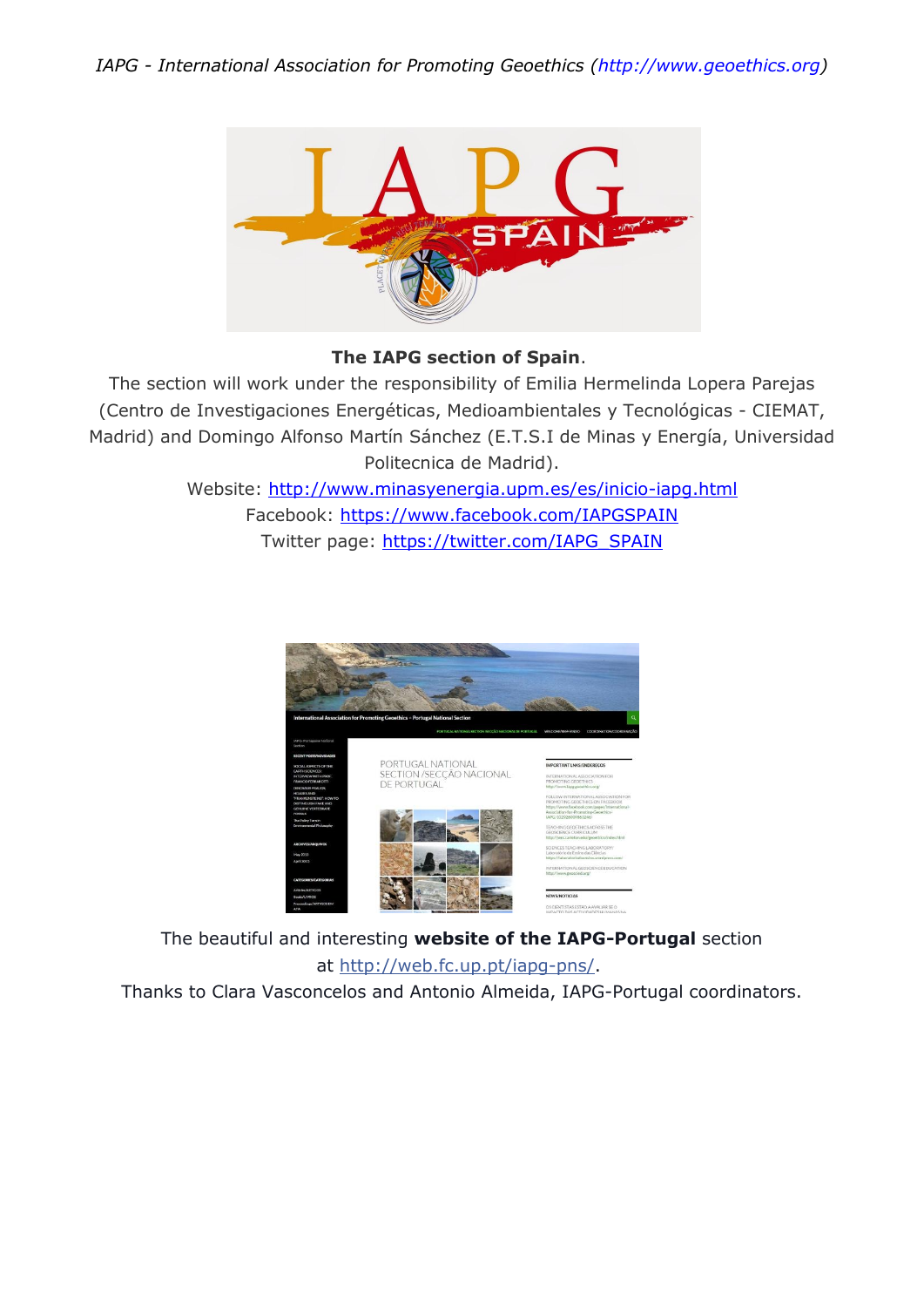**The IAPG section of Spain**.

The section will work under the responsibility of Emilia Hermelinda Lopera Parejas (Centro de Investigaciones Energéticas, Medioambientales y Tecnológicas - CIEMAT, Madrid) and Domingo Alfonso Martín Sánchez (E.T.S.I de Minas y Energía, Universidad Politecnica de Madrid).

Website: http://www.minasyenergia.upm.es/es/inicio-iapg.html

Facebook: https://www.facebook.com/IAPGSPAIN

Twitter page: https://twitter.com/IAPG_SPAIN

The beautiful and interesting **website of the IAPG-Portugal** section at http://web.fc.up.pt/iapg-pns/.

Thanks to Clara Vasconcelos and Antonio Almeida, IAPG-Portugal coordinators.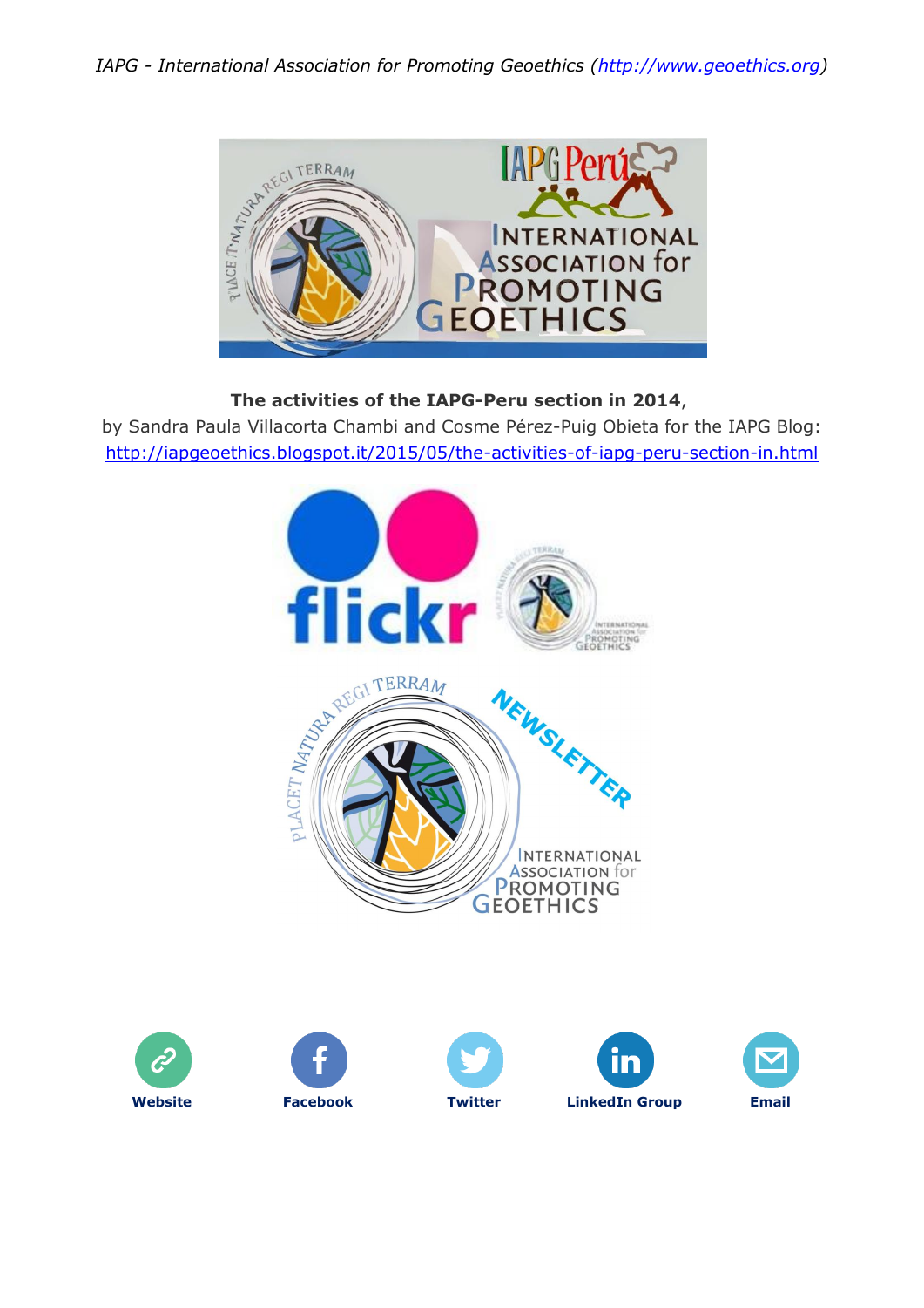**The activities of the IAPG-Peru section in 2014**,
by Sandra Paula Villacorta Chambi and Cosme Pérez-Puig Obieta for the IAPG Blog: http://iapgeoethics.blogspot.it/2015/05/the-activities-of-iapg-peru-section-in.html

Website Facebook Twitter LinkedIn Group Email